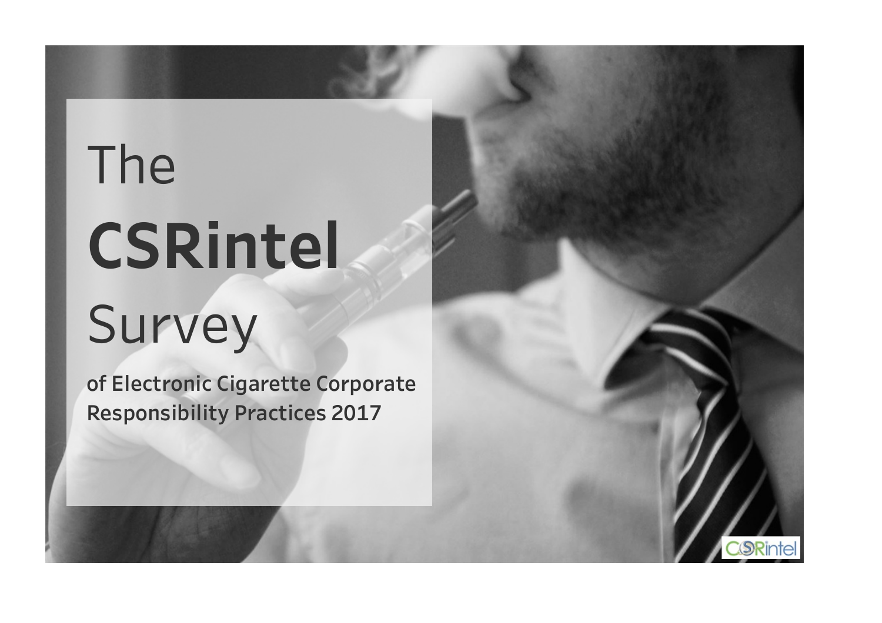# The **CSRintel** Survey

**of Electronic Cigarette Corporate Responsibility Practices 2017**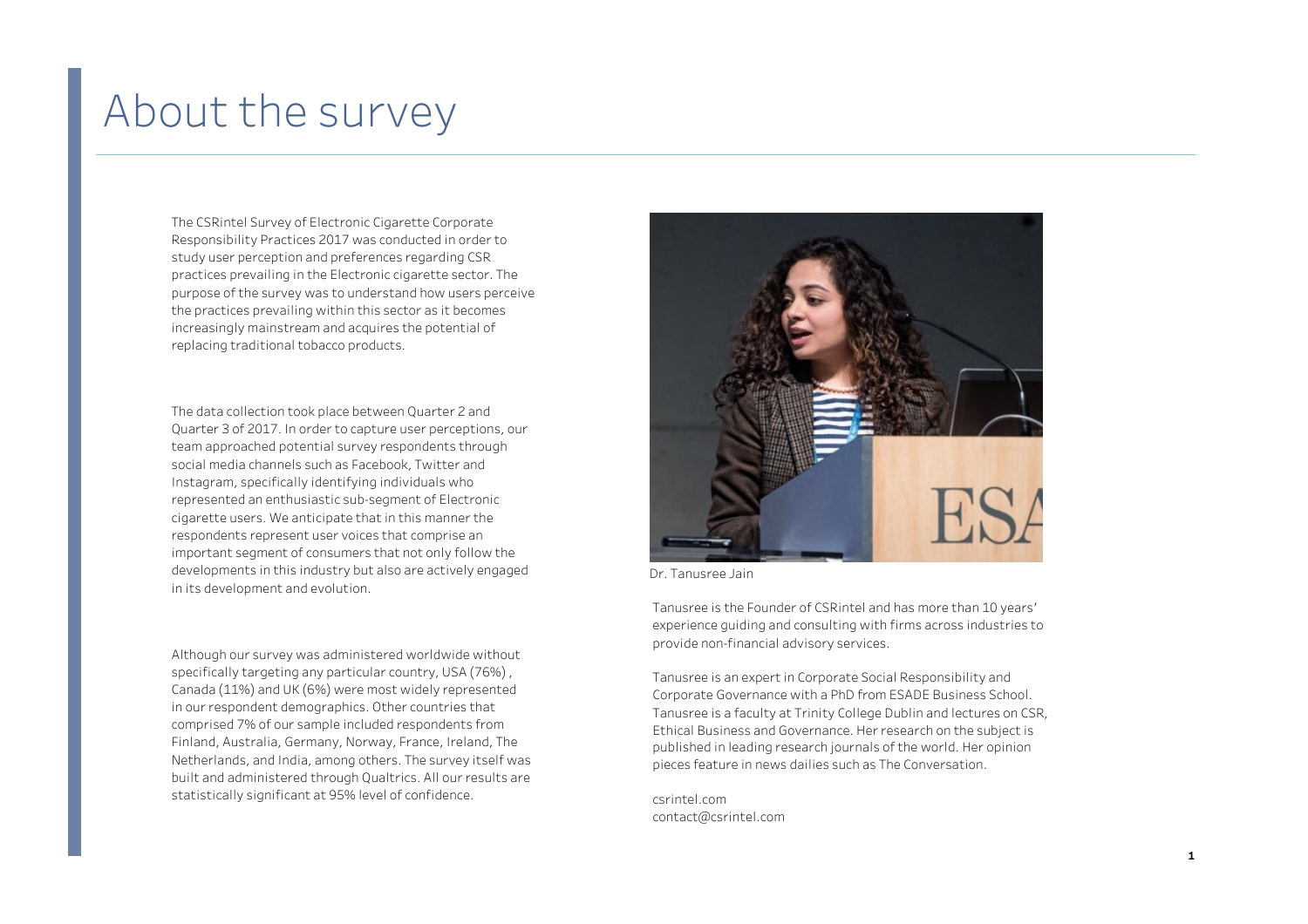# About the survey

The CSRintel Survey of Electronic Cigarette Corporate Responsibility Practices 2017 was conducted in order to study user perception and preferences regarding CSR practices prevailing in the Electronic cigarette sector. The purpose of the survey was to understand how users perceive the practices prevailing within this sector as it becomes increasingly mainstream and acquires the potential of replacing traditional tobacco products.

The data collection took place between Quarter 2 and Quarter 3 of 2017. In order to capture user perceptions, our team approached potential survey respondents through social media channels such as Facebook, Twitter and Instagram, specifically identifying individuals who represented an enthusiastic sub-segment of Electronic cigarette users. We anticipate that in this manner the respondents represent user voices that comprise an important segment of consumers that not only follow the developments in this industry but also are actively engaged in its development and evolution.

Although our survey was administered worldwide without specifically targeting any particular country, USA (76%), Canada (11%) and UK (6%) were most widely represented in our respondent demographics. Other countries that comprised 7% of our sample included respondents from Finland, Australia, Germany, Norway, France, Ireland, The Netherlands, and India, among others. The survey itself was built and administered through Qualtrics. All our results are statistically significant at 95% level of confidence.

Dr. Tanusree Jain

Tanusree is the Founder of CSRintel and has more than 10 years' experience guiding and consulting with firms across industries to provide non-financial advisory services.

Tanusree is an expert in Corporate Social Responsibility and Corporate Governance with a PhD from ESADE Business School. Tanusree is a faculty at Trinity College Dublin and lectures on CSR, Ethical Business and Governance. Her research on the subject is published in leading research journals of the world. Her opinion pieces feature in news dailies such as The Conversation.

csrintel.com
contact@csrintel.com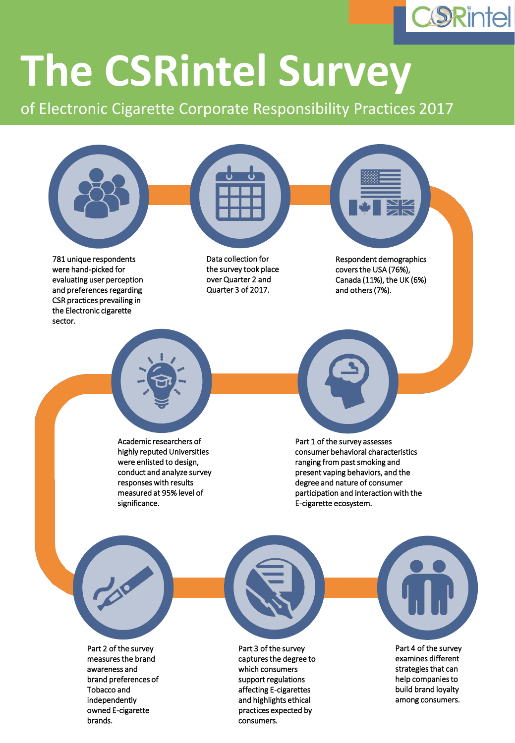# The CSRintel Survey

## of Electronic Cigarette Corporate Responsibility Practices 2017

781 unique respondents were hand-picked for evaluating user perception and preferences regarding CSR practices prevailing in the Electronic cigarette sector.

Data collection for the survey took place over Quarter 2 and Quarter 3 of 2017.

Respondent demographics covers the USA (76%), Canada (11%), the UK (6%) and others (7%).

Part 1 of the survey assesses consumer behavioral characteristics ranging from past smoking and present vaping behaviors, and the degree and nature of consumer participation and interaction with the E-cigarette ecosystem.

Academic researchers of highly reputed Universities were enlisted to design, conduct and analyze survey responses with results measured at 95% level of significance.

Part 2 of the survey measures the brand awareness and brand preferences of Tobacco and independently owned E-cigarette brands.

Part 3 of the survey captures the degree to which consumers support regulations affecting E-cigarettes and highlights ethical practices expected by consumers.

Part 4 of the survey examines different strategies that can help companies to build brand loyalty among consumers.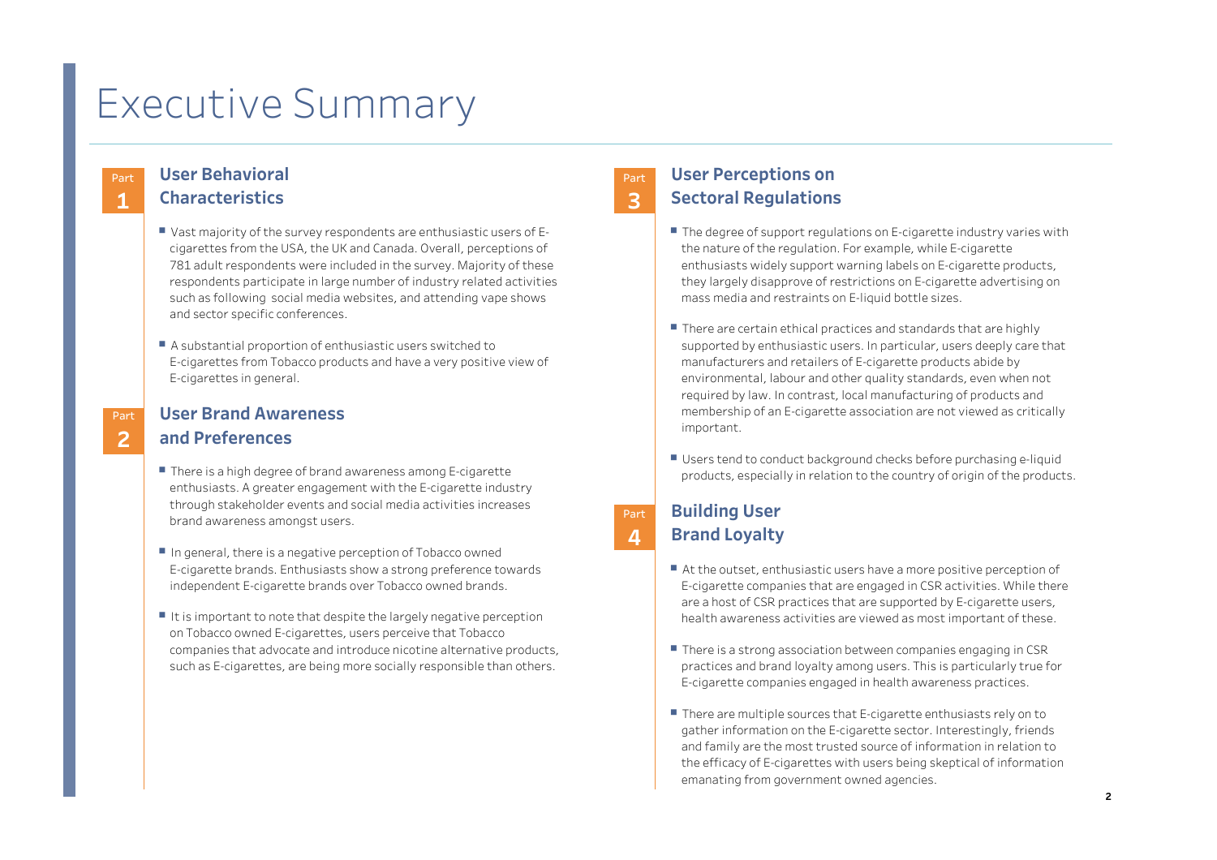# Executive Summary

## Part 1 User Behavioral Characteristics

- Vast majority of the survey respondents are enthusiastic users of E-cigarettes from the USA, the UK and Canada. Overall, perceptions of 781 adult respondents were included in the survey. Majority of these respondents participate in large number of industry related activities such as following social media websites, and attending vape shows and sector specific conferences.
- A substantial proportion of enthusiastic users switched to E-cigarettes from Tobacco products and have a very positive view of E-cigarettes in general.

## Part 2 User Brand Awareness and Preferences

- There is a high degree of brand awareness among E-cigarette enthusiasts. A greater engagement with the E-cigarette industry through stakeholder events and social media activities increases brand awareness amongst users.
- In general, there is a negative perception of Tobacco owned E-cigarette brands. Enthusiasts show a strong preference towards independent E-cigarette brands over Tobacco owned brands.
- It is important to note that despite the largely negative perception on Tobacco owned E-cigarettes, users perceive that Tobacco companies that advocate and introduce nicotine alternative products, such as E-cigarettes, are being more socially responsible than others.

## Part 3 User Perceptions on Sectoral Regulations

- The degree of support regulations on E-cigarette industry varies with the nature of the regulation. For example, while E-cigarette enthusiasts widely support warning labels on E-cigarette products, they largely disapprove of restrictions on E-cigarette advertising on mass media and restraints on E-liquid bottle sizes.
- There are certain ethical practices and standards that are highly supported by enthusiastic users. In particular, users deeply care that manufacturers and retailers of E-cigarette products abide by environmental, labour and other quality standards, even when not required by law. In contrast, local manufacturing of products and membership of an E-cigarette association are not viewed as critically important.
- Users tend to conduct background checks before purchasing e-liquid products, especially in relation to the country of origin of the products.

## Part 4 Building User Brand Loyalty

- At the outset, enthusiastic users have a more positive perception of E-cigarette companies that are engaged in CSR activities. While there are a host of CSR practices that are supported by E-cigarette users, health awareness activities are viewed as most important of these.
- There is a strong association between companies engaging in CSR practices and brand loyalty among users. This is particularly true for E-cigarette companies engaged in health awareness practices.
- There are multiple sources that E-cigarette enthusiasts rely on to gather information on the E-cigarette sector. Interestingly, friends and family are the most trusted source of information in relation to the efficacy of E-cigarettes with users being skeptical of information emanating from government owned agencies.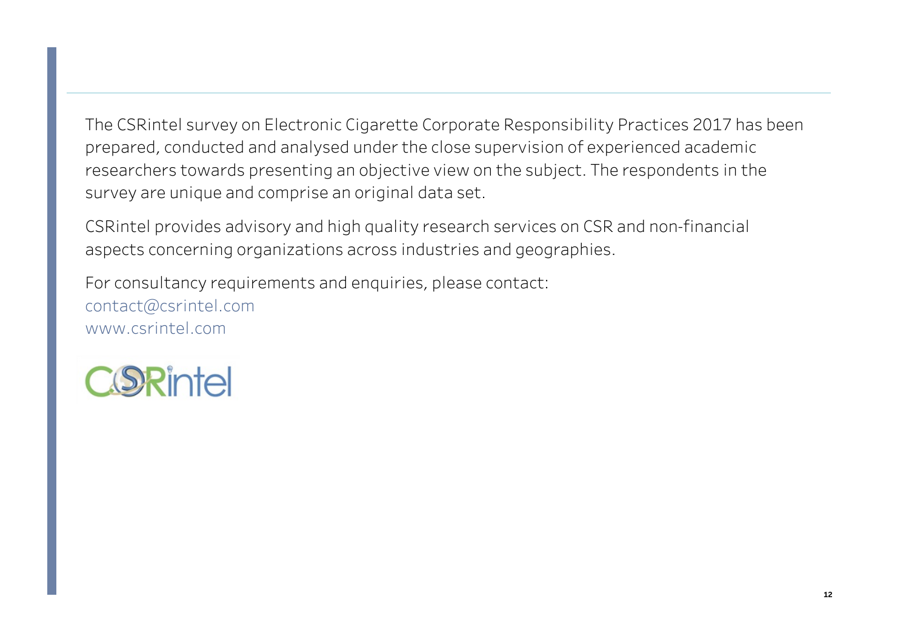The CSRintel survey on Electronic Cigarette Corporate Responsibility Practices 2017 has been prepared, conducted and analysed under the close supervision of experienced academic researchers towards presenting an objective view on the subject. The respondents in the survey are unique and comprise an original data set.

CSRintel provides advisory and high quality research services on CSR and non-financial aspects concerning organizations across industries and geographies.

For consultancy requirements and enquiries, please contact:
contact@csrintel.com
www.csrintel.com